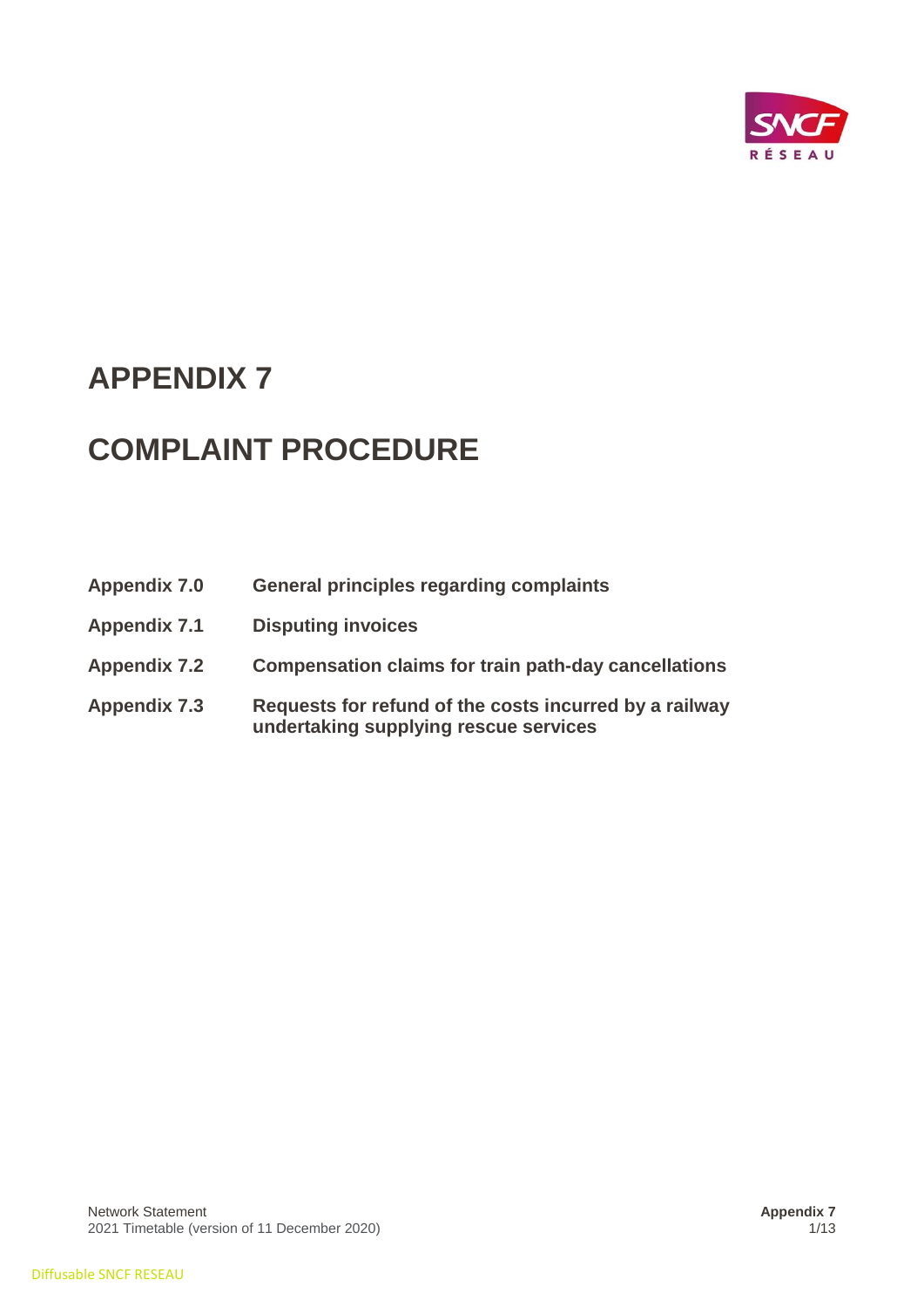# APPENDIX 7

# COMPLAINT PROCEDURE

| | |
|---|---|
| **Appendix 7.0** | **General principles regarding complaints** |
| **Appendix 7.1** | **Disputing invoices** |
| **Appendix 7.2** | **Compensation claims for train path-day cancellations** |
| **Appendix 7.3** | **Requests for refund of the costs incurred by a railway undertaking supplying rescue services** |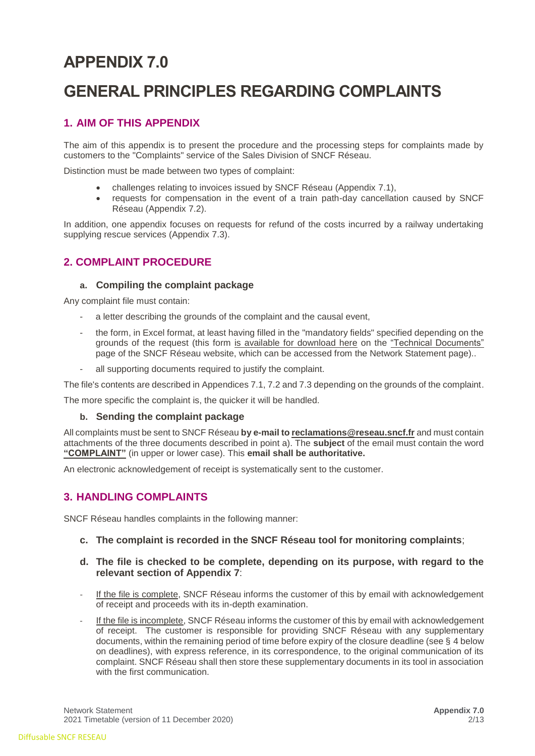# APPENDIX 7.0

# GENERAL PRINCIPLES REGARDING COMPLAINTS

## 1. AIM OF THIS APPENDIX

The aim of this appendix is to present the procedure and the processing steps for complaints made by customers to the "Complaints" service of the Sales Division of SNCF Réseau.

Distinction must be made between two types of complaint:

- challenges relating to invoices issued by SNCF Réseau (Appendix 7.1),
- requests for compensation in the event of a train path-day cancellation caused by SNCF Réseau (Appendix 7.2).

In addition, one appendix focuses on requests for refund of the costs incurred by a railway undertaking supplying rescue services (Appendix 7.3).

## 2. COMPLAINT PROCEDURE

### a. Compiling the complaint package

Any complaint file must contain:

- a letter describing the grounds of the complaint and the causal event,
- the form, in Excel format, at least having filled in the "mandatory fields" specified depending on the grounds of the request (this form is available for download here on the "Technical Documents" page of the SNCF Réseau website, which can be accessed from the Network Statement page)..
- all supporting documents required to justify the complaint.

The file's contents are described in Appendices 7.1, 7.2 and 7.3 depending on the grounds of the complaint.

The more specific the complaint is, the quicker it will be handled.

### b. Sending the complaint package

All complaints must be sent to SNCF Réseau **by e-mail to reclamations@reseau.sncf.fr** and must contain attachments of the three documents described in point a). The **subject** of the email must contain the word **"COMPLAINT"** (in upper or lower case). This **email shall be authoritative.**

An electronic acknowledgement of receipt is systematically sent to the customer.

## 3. HANDLING COMPLAINTS

SNCF Réseau handles complaints in the following manner:

### c. The complaint is recorded in the SNCF Réseau tool for monitoring complaints;

### d. The file is checked to be complete, depending on its purpose, with regard to the relevant section of Appendix 7:

- If the file is complete, SNCF Réseau informs the customer of this by email with acknowledgement of receipt and proceeds with its in-depth examination.
- If the file is incomplete, SNCF Réseau informs the customer of this by email with acknowledgement of receipt. The customer is responsible for providing SNCF Réseau with any supplementary documents, within the remaining period of time before expiry of the closure deadline (see § 4 below on deadlines), with express reference, in its correspondence, to the original communication of its complaint. SNCF Réseau shall then store these supplementary documents in its tool in association with the first communication.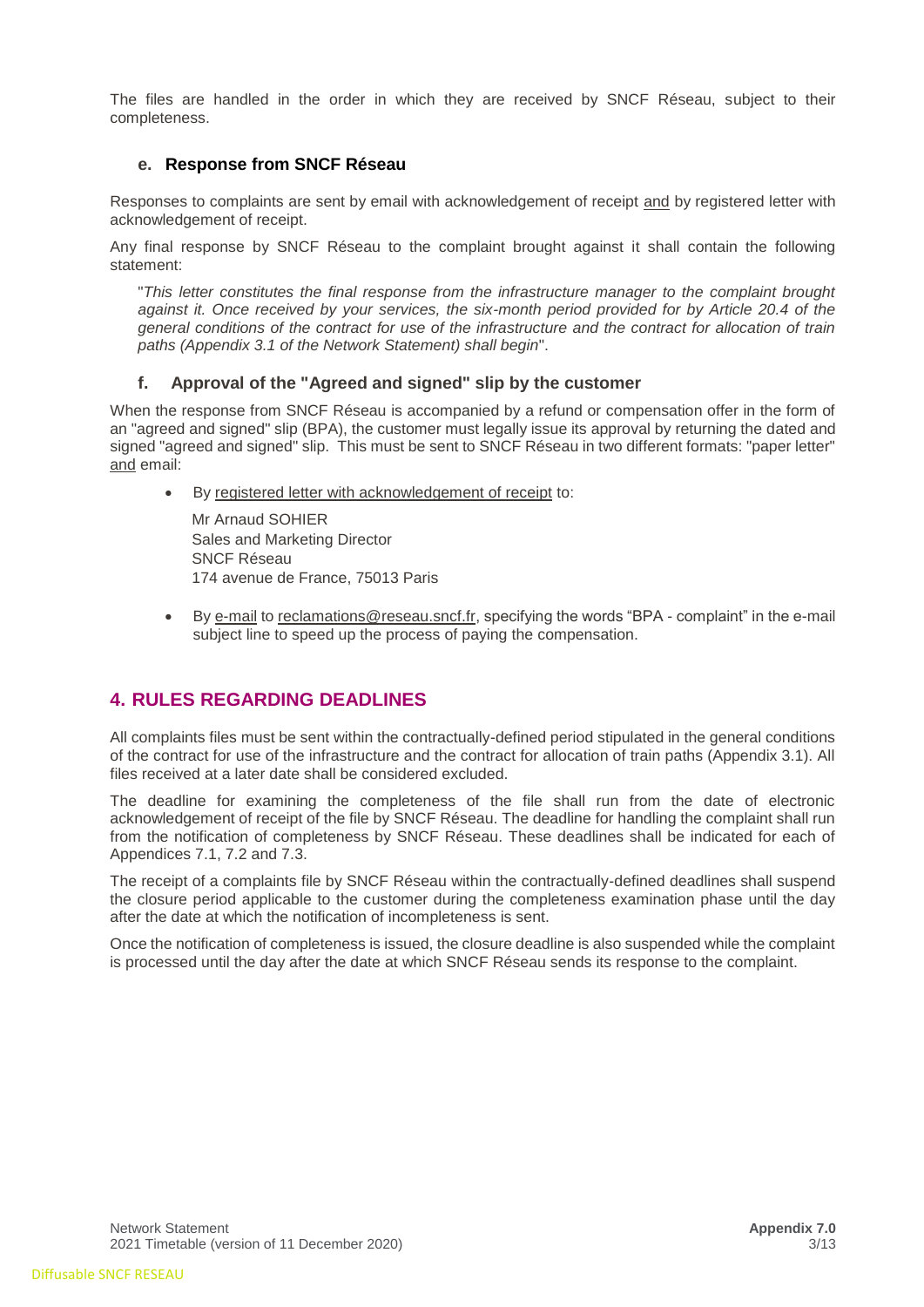The files are handled in the order in which they are received by SNCF Réseau, subject to their completeness.

### e. Response from SNCF Réseau

Responses to complaints are sent by email with acknowledgement of receipt and by registered letter with acknowledgement of receipt.

Any final response by SNCF Réseau to the complaint brought against it shall contain the following statement:

"*This letter constitutes the final response from the infrastructure manager to the complaint brought against it. Once received by your services, the six-month period provided for by Article 20.4 of the general conditions of the contract for use of the infrastructure and the contract for allocation of train paths (Appendix 3.1 of the Network Statement) shall begin*".

### f. Approval of the "Agreed and signed" slip by the customer

When the response from SNCF Réseau is accompanied by a refund or compensation offer in the form of an "agreed and signed" slip (BPA), the customer must legally issue its approval by returning the dated and signed "agreed and signed" slip. This must be sent to SNCF Réseau in two different formats: "paper letter" and email:

- By registered letter with acknowledgement of receipt to:

  Mr Arnaud SOHIER
  Sales and Marketing Director
  SNCF Réseau
  174 avenue de France, 75013 Paris

- By e-mail to reclamations@reseau.sncf.fr, specifying the words "BPA - complaint" in the e-mail subject line to speed up the process of paying the compensation.

## 4. RULES REGARDING DEADLINES

All complaints files must be sent within the contractually-defined period stipulated in the general conditions of the contract for use of the infrastructure and the contract for allocation of train paths (Appendix 3.1). All files received at a later date shall be considered excluded.

The deadline for examining the completeness of the file shall run from the date of electronic acknowledgement of receipt of the file by SNCF Réseau. The deadline for handling the complaint shall run from the notification of completeness by SNCF Réseau. These deadlines shall be indicated for each of Appendices 7.1, 7.2 and 7.3.

The receipt of a complaints file by SNCF Réseau within the contractually-defined deadlines shall suspend the closure period applicable to the customer during the completeness examination phase until the day after the date at which the notification of incompleteness is sent.

Once the notification of completeness is issued, the closure deadline is also suspended while the complaint is processed until the day after the date at which SNCF Réseau sends its response to the complaint.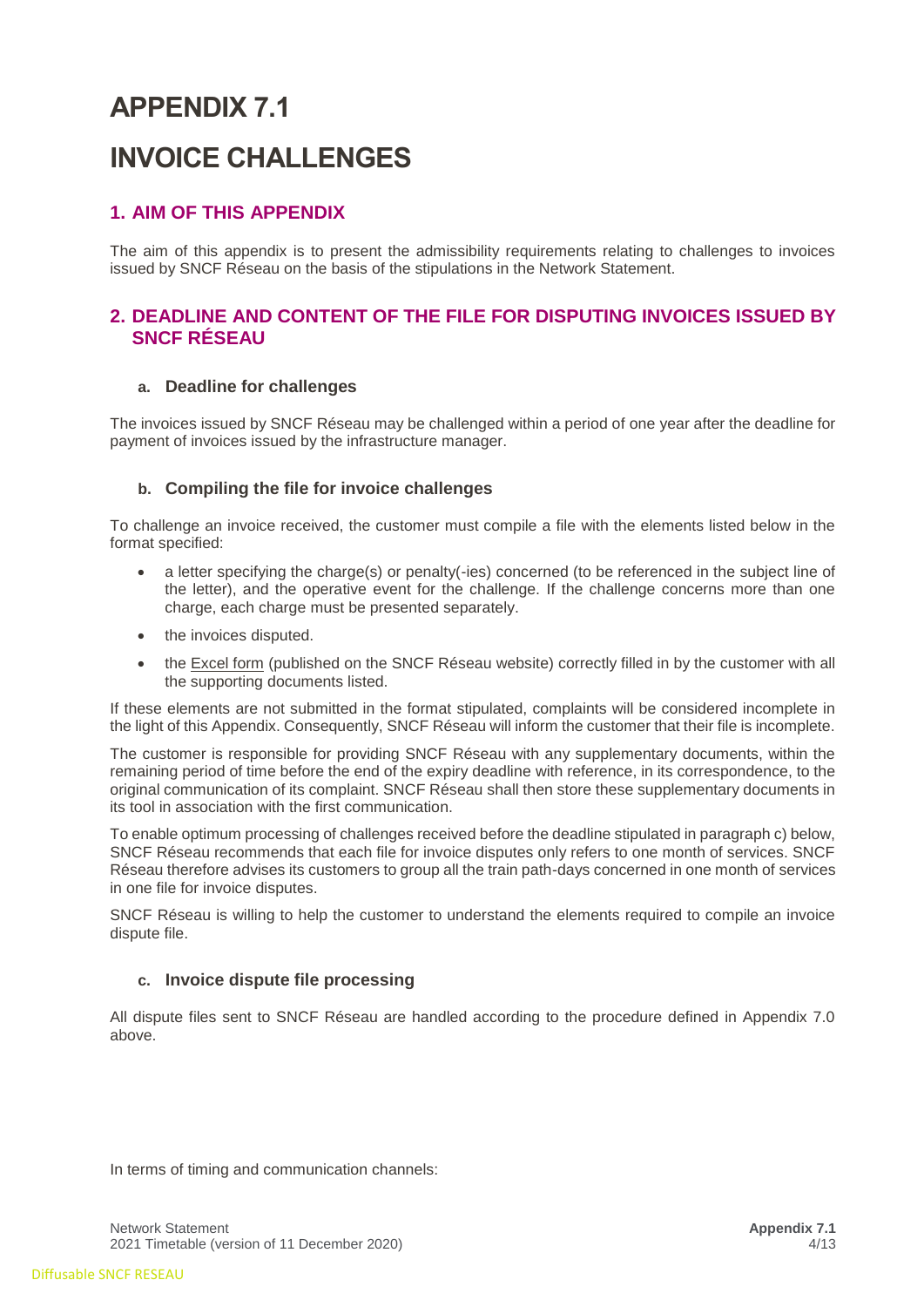# APPENDIX 7.1

# INVOICE CHALLENGES

## 1. AIM OF THIS APPENDIX

The aim of this appendix is to present the admissibility requirements relating to challenges to invoices issued by SNCF Réseau on the basis of the stipulations in the Network Statement.

## 2. DEADLINE AND CONTENT OF THE FILE FOR DISPUTING INVOICES ISSUED BY SNCF RÉSEAU

### a. Deadline for challenges

The invoices issued by SNCF Réseau may be challenged within a period of one year after the deadline for payment of invoices issued by the infrastructure manager.

### b. Compiling the file for invoice challenges

To challenge an invoice received, the customer must compile a file with the elements listed below in the format specified:

- a letter specifying the charge(s) or penalty(-ies) concerned (to be referenced in the subject line of the letter), and the operative event for the challenge. If the challenge concerns more than one charge, each charge must be presented separately.
- the invoices disputed.
- the Excel form (published on the SNCF Réseau website) correctly filled in by the customer with all the supporting documents listed.

If these elements are not submitted in the format stipulated, complaints will be considered incomplete in the light of this Appendix. Consequently, SNCF Réseau will inform the customer that their file is incomplete.

The customer is responsible for providing SNCF Réseau with any supplementary documents, within the remaining period of time before the end of the expiry deadline with reference, in its correspondence, to the original communication of its complaint. SNCF Réseau shall then store these supplementary documents in its tool in association with the first communication.

To enable optimum processing of challenges received before the deadline stipulated in paragraph c) below, SNCF Réseau recommends that each file for invoice disputes only refers to one month of services. SNCF Réseau therefore advises its customers to group all the train path-days concerned in one month of services in one file for invoice disputes.

SNCF Réseau is willing to help the customer to understand the elements required to compile an invoice dispute file.

### c. Invoice dispute file processing

All dispute files sent to SNCF Réseau are handled according to the procedure defined in Appendix 7.0 above.

In terms of timing and communication channels: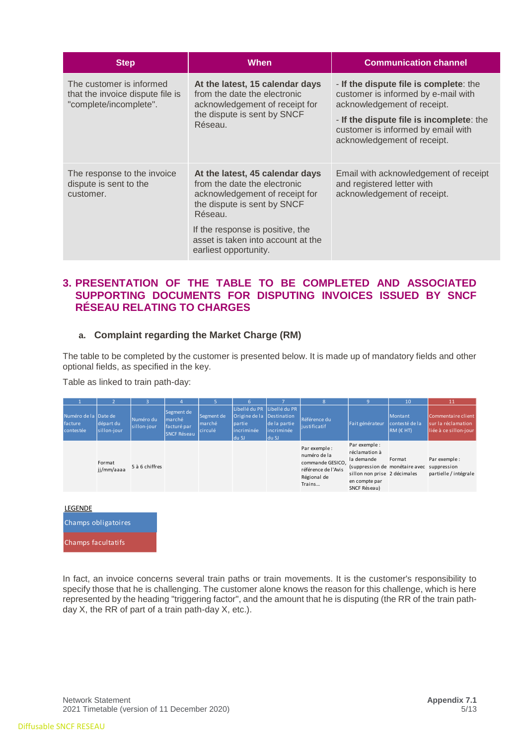| Step | When | Communication channel |
| --- | --- | --- |
| The customer is informed that the invoice dispute file is "complete/incomplete". | **At the latest, 15 calendar days** from the date the electronic acknowledgement of receipt for the dispute is sent by SNCF Réseau. | - **If the dispute file is complete**: the customer is informed by e-mail with acknowledgement of receipt.<br>- **If the dispute file is incomplete**: the customer is informed by email with acknowledgement of receipt. |
| The response to the invoice dispute is sent to the customer. | **At the latest, 45 calendar days** from the date the electronic acknowledgement of receipt for the dispute is sent by SNCF Réseau.<br>If the response is positive, the asset is taken into account at the earliest opportunity. | Email with acknowledgement of receipt and registered letter with acknowledgement of receipt. |

## 3. PRESENTATION OF THE TABLE TO BE COMPLETED AND ASSOCIATED SUPPORTING DOCUMENTS FOR DISPUTING INVOICES ISSUED BY SNCF RÉSEAU RELATING TO CHARGES

### a. Complaint regarding the Market Charge (RM)

The table to be completed by the customer is presented below. It is made up of mandatory fields and other optional fields, as specified in the key.

Table as linked to train path-day:

| 1 | 2 | 3 | 4 | 5 | 6 | 7 | 8 | 9 | 10 | 11 |
| --- | --- | --- | --- | --- | --- | --- | --- | --- | --- | --- |
| Numéro de la facture contestée | Date de départ du sillon-jour | Numéro du sillon-jour | Segment de marché facturé par SNCF Réseau | Segment de marché circulé | Libellé du PR Origine de la partie incriminée du SJ | Libellé du PR Destination de la partie incriminée du SJ | Référence du justificatif | Fait générateur | Montant contesté de la RM (€ HT) | Commentaire client sur la réclamation liée à ce sillon-jour |
| | Format jj/mm/aaaa | 5 à 6 chiffres | | | | | Par exemple : numéro de la commande GESICO, référence de l'Avis Régional de Trains… | Par exemple : réclamation à la demande (suppression de sillon non prise en compte par SNCF Réseau) | Format monétaire avec 2 décimales | Par exemple : suppression partielle / intégrale |

LEGENDE

- Champs obligatoires
- Champs facultatifs

In fact, an invoice concerns several train paths or train movements. It is the customer's responsibility to specify those that he is challenging. The customer alone knows the reason for this challenge, which is here represented by the heading "triggering factor", and the amount that he is disputing (the RR of the train path-day X, the RR of part of a train path-day X, etc.).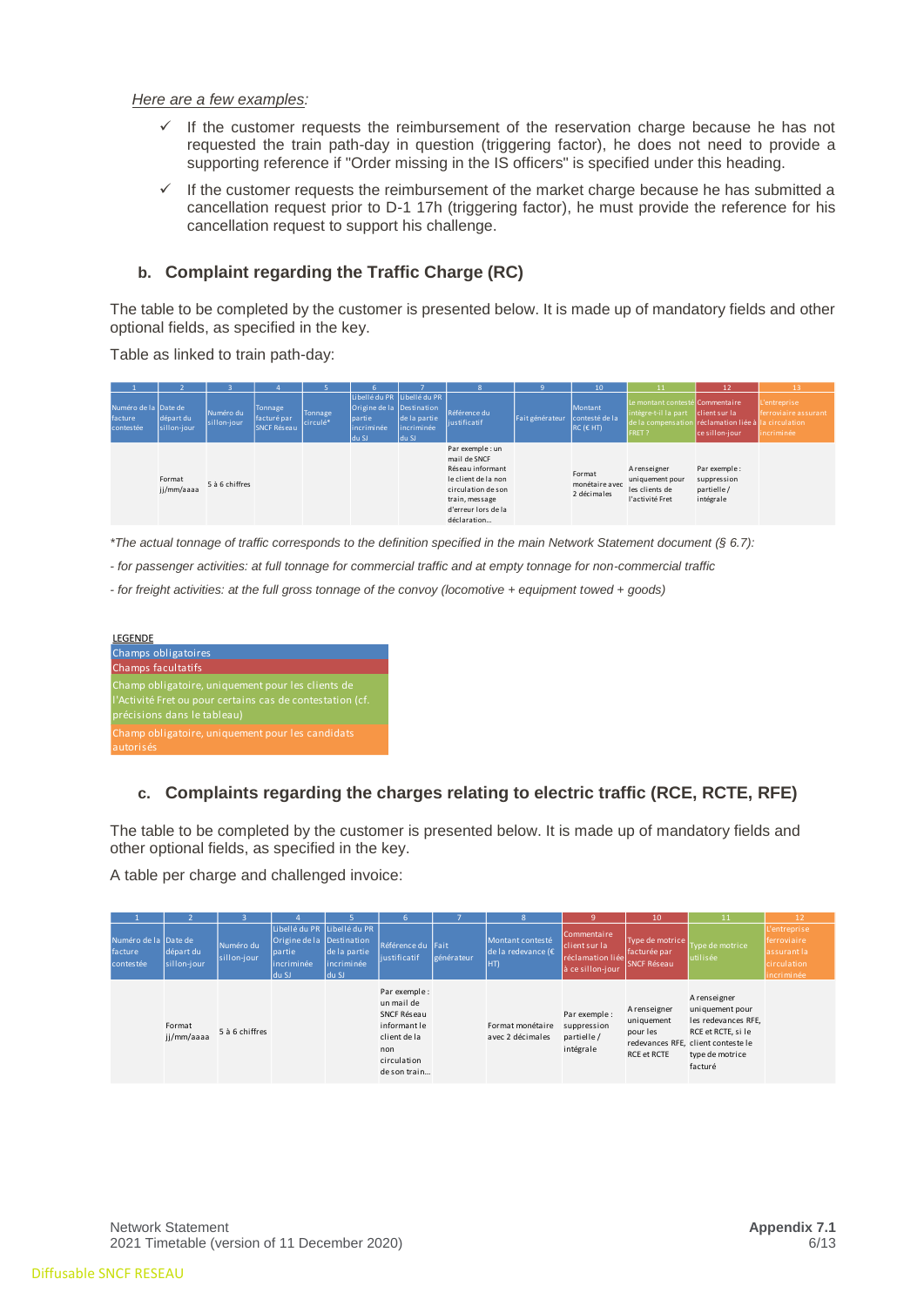*Here are a few examples:*

- ✓ If the customer requests the reimbursement of the reservation charge because he has not requested the train path-day in question (triggering factor), he does not need to provide a supporting reference if "Order missing in the IS officers" is specified under this heading.
- ✓ If the customer requests the reimbursement of the market charge because he has submitted a cancellation request prior to D-1 17h (triggering factor), he must provide the reference for his cancellation request to support his challenge.

### b. Complaint regarding the Traffic Charge (RC)

The table to be completed by the customer is presented below. It is made up of mandatory fields and other optional fields, as specified in the key.

Table as linked to train path-day:

| 1 | 2 | 3 | 4 | 5 | 6 | 7 | 8 | 9 | 10 | 11 | 12 | 13 |
|---|---|---|---|---|---|---|---|---|---|---|---|---|
| Numéro de la facture contestée | Date de départ du sillon-jour | Numéro du sillon-jour | Tonnage facturé par SNCF Réseau | Tonnage circulé* | Libellé du PR Origine de la partie incriminée du SJ | Libellé du PR Destination de la partie incriminée du SJ | Référence du justificatif | Fait générateur | Montant contesté de la RC (€ HT) | Le montant contesté intègre-t-il la part de la compensation FRET ? | Commentaire client sur la réclamation liée à ce sillon-jour | L'entreprise ferroviaire assurant la circulation incriminée |
| | Format jj/mm/aaaa | 5 à 6 chiffres | | | | | Par exemple : un mail de SNCF Réseau informant le client de la non circulation de son train, message d'erreur lors de la déclaration… | | Format monétaire avec 2 décimales | A renseigner uniquement pour les clients de l'activité Fret | Par exemple : suppression partielle / intégrale | |

*\*The actual tonnage of traffic corresponds to the definition specified in the main Network Statement document (§ 6.7):*

*- for passenger activities: at full tonnage for commercial traffic and at empty tonnage for non-commercial traffic*

*- for freight activities: at the full gross tonnage of the convoy (locomotive + equipment towed + goods)*

| LEGENDE |
|---|
| Champs obligatoires |
| Champs facultatifs |
| Champ obligatoire, uniquement pour les clients de l'Activité Fret ou pour certains cas de contestation (cf. précisions dans le tableau) |
| Champ obligatoire, uniquement pour les candidats autorisés |

### c. Complaints regarding the charges relating to electric traffic (RCE, RCTE, RFE)

The table to be completed by the customer is presented below. It is made up of mandatory fields and other optional fields, as specified in the key.

A table per charge and challenged invoice:

| 1 | 2 | 3 | 4 | 5 | 6 | 7 | 8 | 9 | 10 | 11 | 12 |
|---|---|---|---|---|---|---|---|---|---|---|---|
| Numéro de la facture contestée | Date de départ du sillon-jour | Numéro du sillon-jour | Libellé du PR Origine de la partie incriminée du SJ | Libellé du PR Destination de la partie incriminée du SJ | Référence du justificatif | Fait générateur | Montant contesté de la redevance (€ HT) | Commentaire client sur la réclamation liée à ce sillon-jour | Type de motrice facturée par SNCF Réseau | Type de motrice utilisée | L'entreprise ferroviaire assurant la circulation incriminée |
| | Format jj/mm/aaaa | 5 à 6 chiffres | | | Par exemple : un mail de SNCF Réseau informant le client de la non circulation de son train… | | Format monétaire avec 2 décimales | Par exemple : suppression partielle / intégrale | A renseigner uniquement pour les redevances RFE, RCE et RCTE | A renseigner uniquement pour les redevances RFE, RCE et RCTE, si le client conteste le type de motrice facturé | |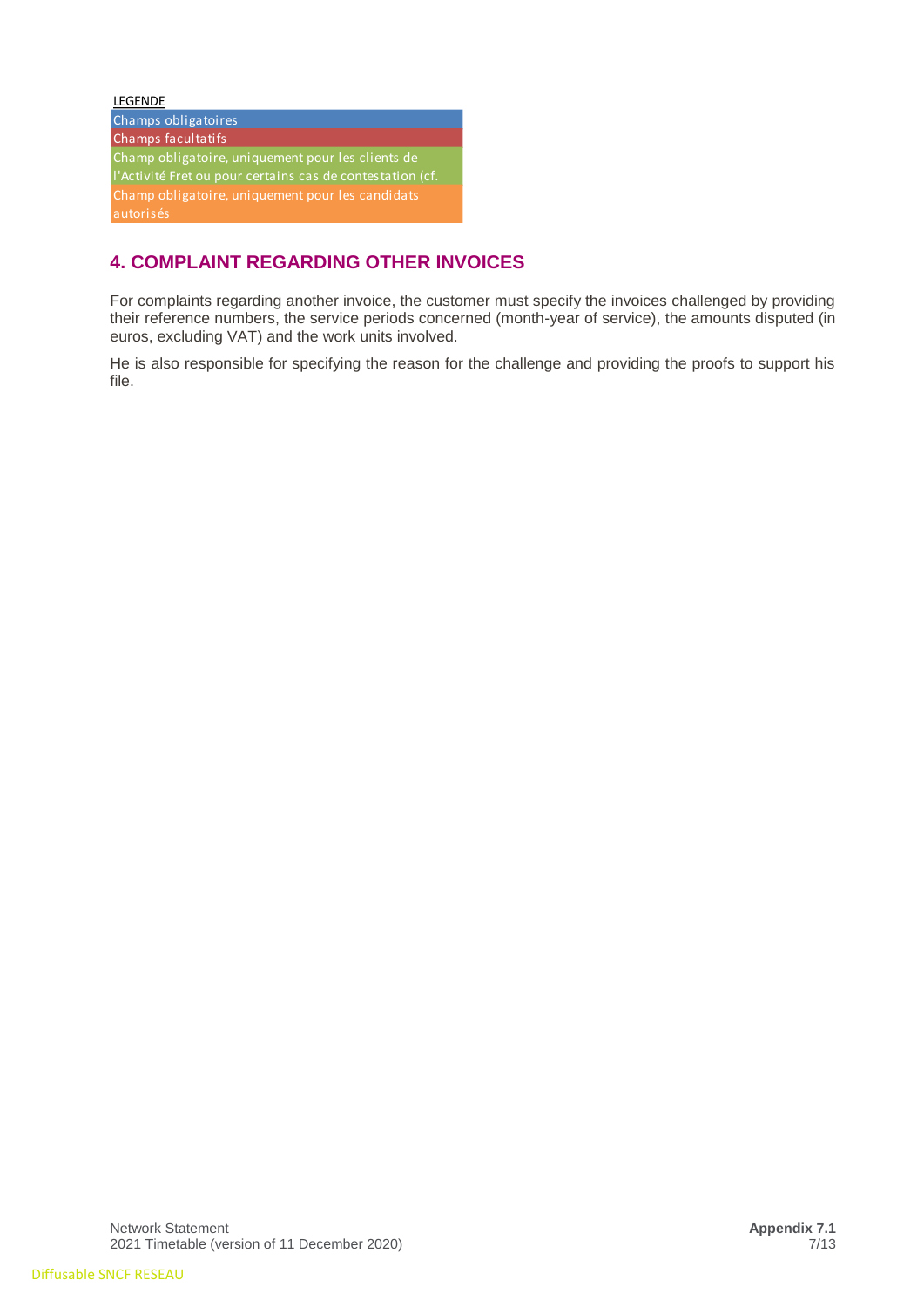LEGENDE

| |
|---|
| Champs obligatoires |
| Champs facultatifs |
| Champ obligatoire, uniquement pour les clients de l'Activité Fret ou pour certains cas de contestation (cf. |
| Champ obligatoire, uniquement pour les candidats autorisés |

## 4. COMPLAINT REGARDING OTHER INVOICES

For complaints regarding another invoice, the customer must specify the invoices challenged by providing their reference numbers, the service periods concerned (month-year of service), the amounts disputed (in euros, excluding VAT) and the work units involved.

He is also responsible for specifying the reason for the challenge and providing the proofs to support his file.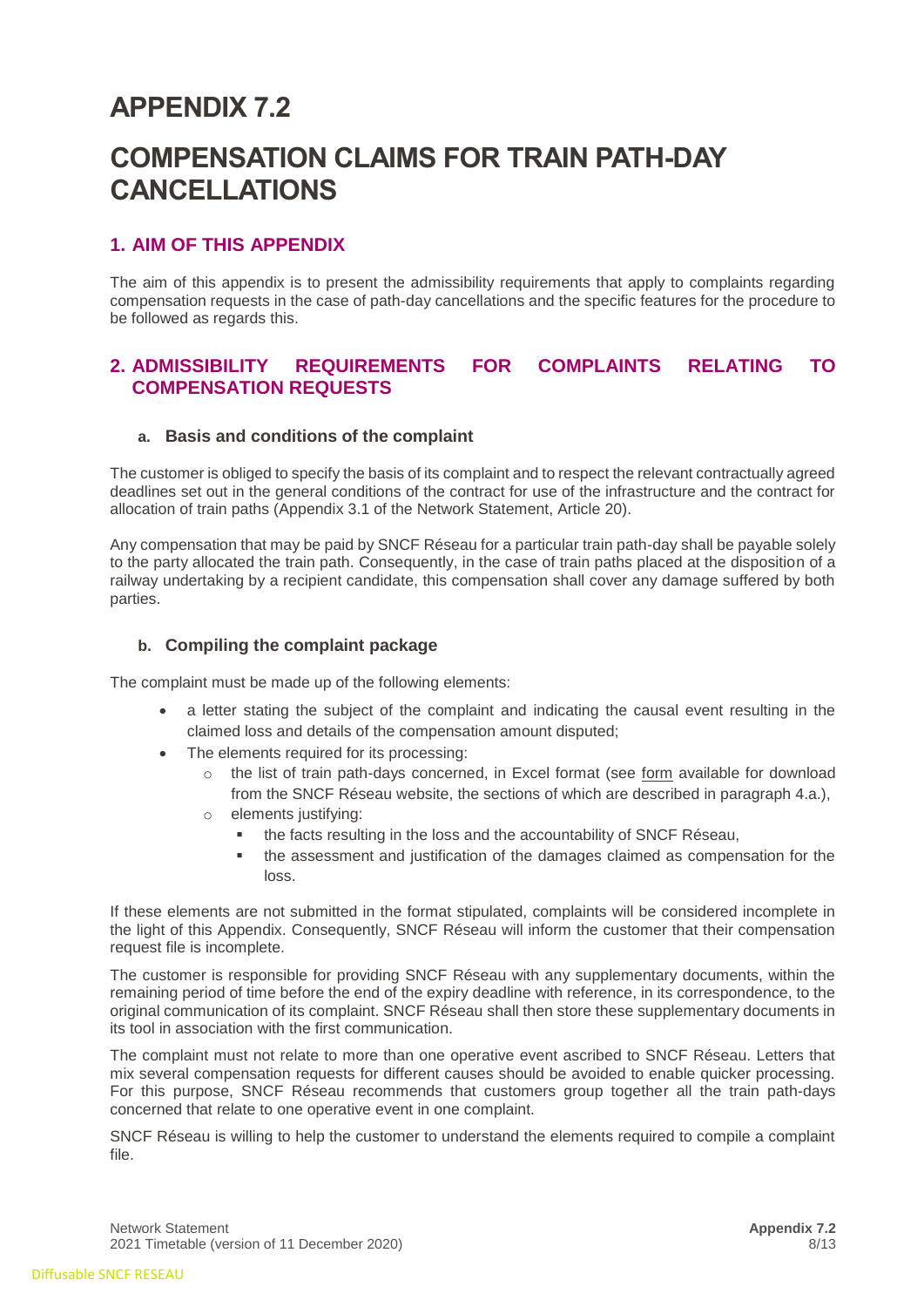# APPENDIX 7.2

# COMPENSATION CLAIMS FOR TRAIN PATH-DAY CANCELLATIONS

## 1. AIM OF THIS APPENDIX

The aim of this appendix is to present the admissibility requirements that apply to complaints regarding compensation requests in the case of path-day cancellations and the specific features for the procedure to be followed as regards this.

## 2. ADMISSIBILITY REQUIREMENTS FOR COMPLAINTS RELATING TO COMPENSATION REQUESTS

### a. Basis and conditions of the complaint

The customer is obliged to specify the basis of its complaint and to respect the relevant contractually agreed deadlines set out in the general conditions of the contract for use of the infrastructure and the contract for allocation of train paths (Appendix 3.1 of the Network Statement, Article 20).

Any compensation that may be paid by SNCF Réseau for a particular train path-day shall be payable solely to the party allocated the train path. Consequently, in the case of train paths placed at the disposition of a railway undertaking by a recipient candidate, this compensation shall cover any damage suffered by both parties.

### b. Compiling the complaint package

The complaint must be made up of the following elements:

- a letter stating the subject of the complaint and indicating the causal event resulting in the claimed loss and details of the compensation amount disputed;
- The elements required for its processing:
  - the list of train path-days concerned, in Excel format (see form available for download from the SNCF Réseau website, the sections of which are described in paragraph 4.a.),
  - elements justifying:
    - the facts resulting in the loss and the accountability of SNCF Réseau,
    - the assessment and justification of the damages claimed as compensation for the loss.

If these elements are not submitted in the format stipulated, complaints will be considered incomplete in the light of this Appendix. Consequently, SNCF Réseau will inform the customer that their compensation request file is incomplete.

The customer is responsible for providing SNCF Réseau with any supplementary documents, within the remaining period of time before the end of the expiry deadline with reference, in its correspondence, to the original communication of its complaint. SNCF Réseau shall then store these supplementary documents in its tool in association with the first communication.

The complaint must not relate to more than one operative event ascribed to SNCF Réseau. Letters that mix several compensation requests for different causes should be avoided to enable quicker processing. For this purpose, SNCF Réseau recommends that customers group together all the train path-days concerned that relate to one operative event in one complaint.

SNCF Réseau is willing to help the customer to understand the elements required to compile a complaint file.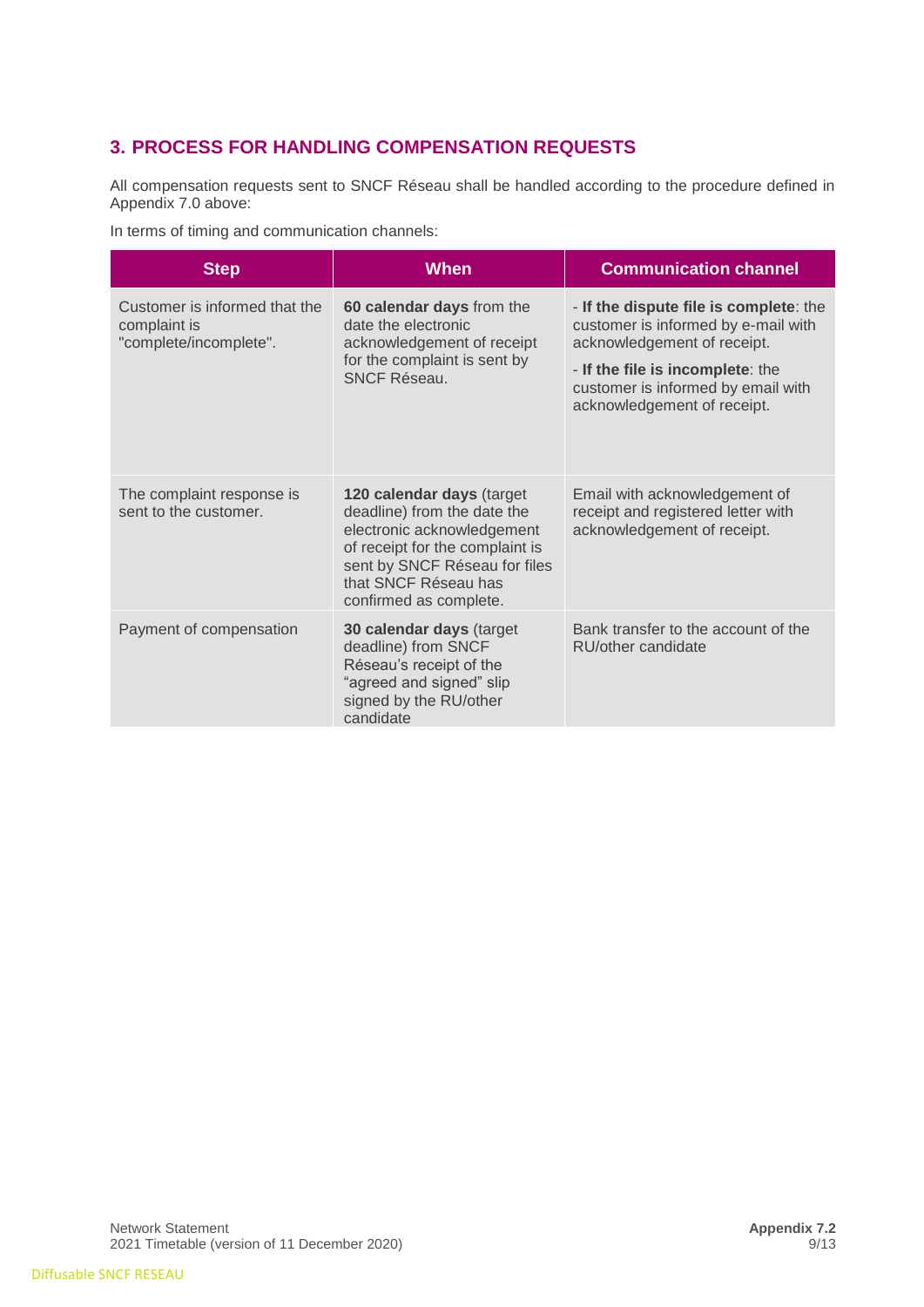## 3. PROCESS FOR HANDLING COMPENSATION REQUESTS

All compensation requests sent to SNCF Réseau shall be handled according to the procedure defined in Appendix 7.0 above:

In terms of timing and communication channels:

| Step | When | Communication channel |
|---|---|---|
| Customer is informed that the complaint is "complete/incomplete". | **60 calendar days** from the date the electronic acknowledgement of receipt for the complaint is sent by SNCF Réseau. | - **If the dispute file is complete**: the customer is informed by e-mail with acknowledgement of receipt.<br>- **If the file is incomplete**: the customer is informed by email with acknowledgement of receipt. |
| The complaint response is sent to the customer. | **120 calendar days** (target deadline) from the date the electronic acknowledgement of receipt for the complaint is sent by SNCF Réseau for files that SNCF Réseau has confirmed as complete. | Email with acknowledgement of receipt and registered letter with acknowledgement of receipt. |
| Payment of compensation | **30 calendar days** (target deadline) from SNCF Réseau's receipt of the "agreed and signed" slip signed by the RU/other candidate | Bank transfer to the account of the RU/other candidate |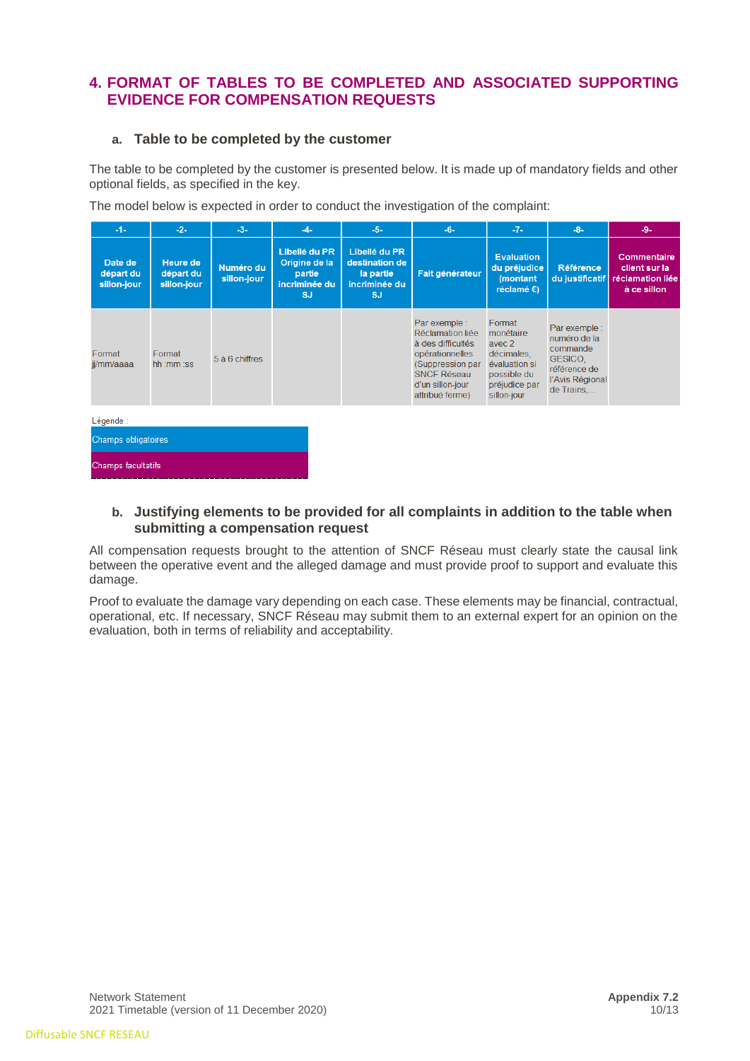## 4. FORMAT OF TABLES TO BE COMPLETED AND ASSOCIATED SUPPORTING EVIDENCE FOR COMPENSATION REQUESTS

### a. Table to be completed by the customer

The table to be completed by the customer is presented below. It is made up of mandatory fields and other optional fields, as specified in the key.

The model below is expected in order to conduct the investigation of the complaint:

| -1- | -2- | -3- | -4- | -5- | -6- | -7- | -8- | -9- |
|---|---|---|---|---|---|---|---|---|
| **Date de départ du sillon-jour** | **Heure de départ du sillon-jour** | **Numéro du sillon-jour** | **Libellé du PR Origine de la partie incriminée du SJ** | **Libellé du PR destination de la partie incriminée du SJ** | **Fait générateur** | **Evaluation du préjudice (montant réclamé €)** | **Référence du justificatif** | **Commentaire client sur la réclamation liée à ce sillon** |
| Format jj/mm/aaaa | Format hh :mm :ss | 5 à 6 chiffres | | | Par exemple : Réclamation liée à des difficultés opérationnelles (Suppression par SNCF Réseau d'un sillon-jour attribué ferme) | Format monétaire avec 2 décimales, évaluation si possible du préjudice par sillon-jour | Par exemple : numéro de la commande GESICO, référence de l'Avis Régional de Trains,... | |

Légende :

- Champs obligatoires
- Champs facultatifs

### b. Justifying elements to be provided for all complaints in addition to the table when submitting a compensation request

All compensation requests brought to the attention of SNCF Réseau must clearly state the causal link between the operative event and the alleged damage and must provide proof to support and evaluate this damage.

Proof to evaluate the damage vary depending on each case. These elements may be financial, contractual, operational, etc. If necessary, SNCF Réseau may submit them to an external expert for an opinion on the evaluation, both in terms of reliability and acceptability.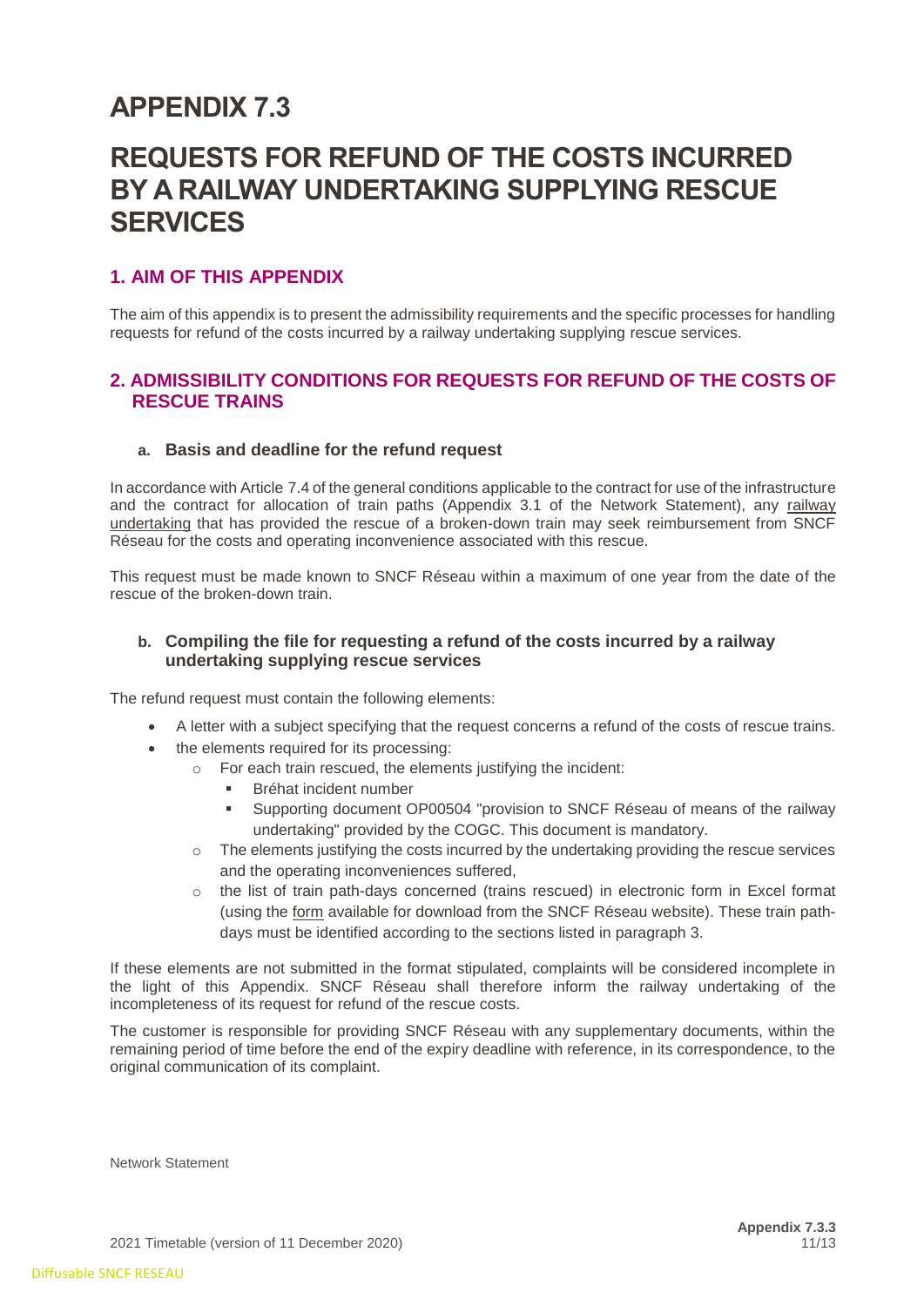# APPENDIX 7.3

# REQUESTS FOR REFUND OF THE COSTS INCURRED BY A RAILWAY UNDERTAKING SUPPLYING RESCUE SERVICES

## 1. AIM OF THIS APPENDIX

The aim of this appendix is to present the admissibility requirements and the specific processes for handling requests for refund of the costs incurred by a railway undertaking supplying rescue services.

## 2. ADMISSIBILITY CONDITIONS FOR REQUESTS FOR REFUND OF THE COSTS OF RESCUE TRAINS

### a. Basis and deadline for the refund request

In accordance with Article 7.4 of the general conditions applicable to the contract for use of the infrastructure and the contract for allocation of train paths (Appendix 3.1 of the Network Statement), any railway undertaking that has provided the rescue of a broken-down train may seek reimbursement from SNCF Réseau for the costs and operating inconvenience associated with this rescue.

This request must be made known to SNCF Réseau within a maximum of one year from the date of the rescue of the broken-down train.

### b. Compiling the file for requesting a refund of the costs incurred by a railway undertaking supplying rescue services

The refund request must contain the following elements:

- A letter with a subject specifying that the request concerns a refund of the costs of rescue trains.
- the elements required for its processing:
  - For each train rescued, the elements justifying the incident:
    - Bréhat incident number
    - Supporting document OP00504 "provision to SNCF Réseau of means of the railway undertaking" provided by the COGC. This document is mandatory.
  - The elements justifying the costs incurred by the undertaking providing the rescue services and the operating inconveniences suffered,
  - the list of train path-days concerned (trains rescued) in electronic form in Excel format (using the form available for download from the SNCF Réseau website). These train path-days must be identified according to the sections listed in paragraph 3.

If these elements are not submitted in the format stipulated, complaints will be considered incomplete in the light of this Appendix. SNCF Réseau shall therefore inform the railway undertaking of the incompleteness of its request for refund of the rescue costs.

The customer is responsible for providing SNCF Réseau with any supplementary documents, within the remaining period of time before the end of the expiry deadline with reference, in its correspondence, to the original communication of its complaint.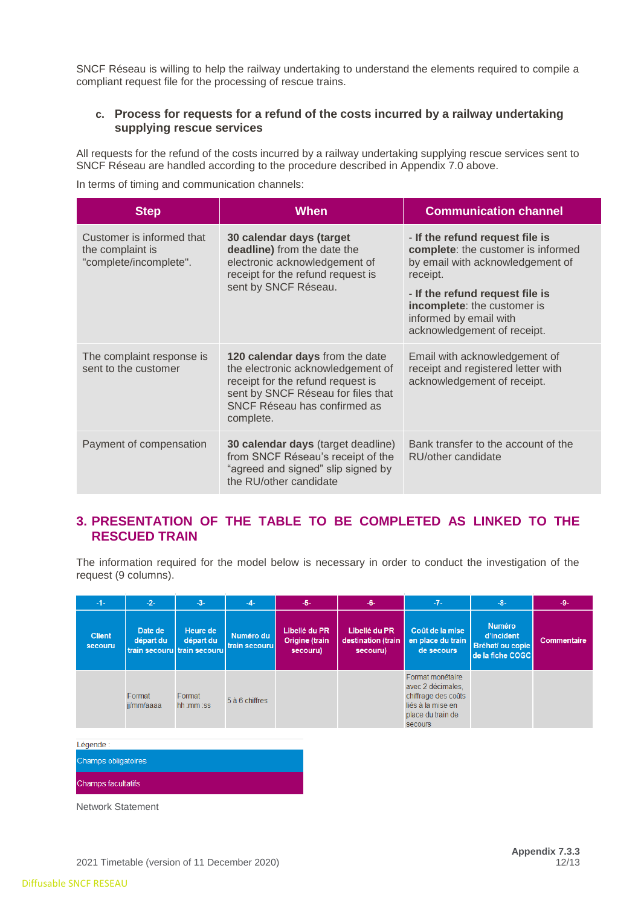SNCF Réseau is willing to help the railway undertaking to understand the elements required to compile a compliant request file for the processing of rescue trains.

### c. Process for requests for a refund of the costs incurred by a railway undertaking supplying rescue services

All requests for the refund of the costs incurred by a railway undertaking supplying rescue services sent to SNCF Réseau are handled according to the procedure described in Appendix 7.0 above.

In terms of timing and communication channels:

| Step | When | Communication channel |
|---|---|---|
| Customer is informed that the complaint is "complete/incomplete". | **30 calendar days (target deadline)** from the date the electronic acknowledgement of receipt for the refund request is sent by SNCF Réseau. | - **If the refund request file is complete**: the customer is informed by email with acknowledgement of receipt.<br>- **If the refund request file is incomplete**: the customer is informed by email with acknowledgement of receipt. |
| The complaint response is sent to the customer | **120 calendar days** from the date the electronic acknowledgement of receipt for the refund request is sent by SNCF Réseau for files that SNCF Réseau has confirmed as complete. | Email with acknowledgement of receipt and registered letter with acknowledgement of receipt. |
| Payment of compensation | **30 calendar days** (target deadline) from SNCF Réseau's receipt of the "agreed and signed" slip signed by the RU/other candidate | Bank transfer to the account of the RU/other candidate |

## 3. PRESENTATION OF THE TABLE TO BE COMPLETED AS LINKED TO THE RESCUED TRAIN

The information required for the model below is necessary in order to conduct the investigation of the request (9 columns).

| -1- | -2- | -3- | -4- | -5- | -6- | -7- | -8- | -9- |
|---|---|---|---|---|---|---|---|---|
| Client secouru | Date de départ du train secouru | Heure de départ du train secouru | Numéro du train secouru | Libellé du PR Origine (train secouru) | Libellé du PR destination (train secouru) | Coût de la mise en place du train de secours | Numéro d'incident Bréhat/ ou copie de la fiche COGC | Commentaire |
| | Format jj/mm/aaaa | Format hh :mm :ss | 5 à 6 chiffres | | | Format monétaire avec 2 décimales, chiffrage des coûts liés à la mise en place du train de secours | | |

Légende :

- Champs obligatoires
- Champs facultatifs

Network Statement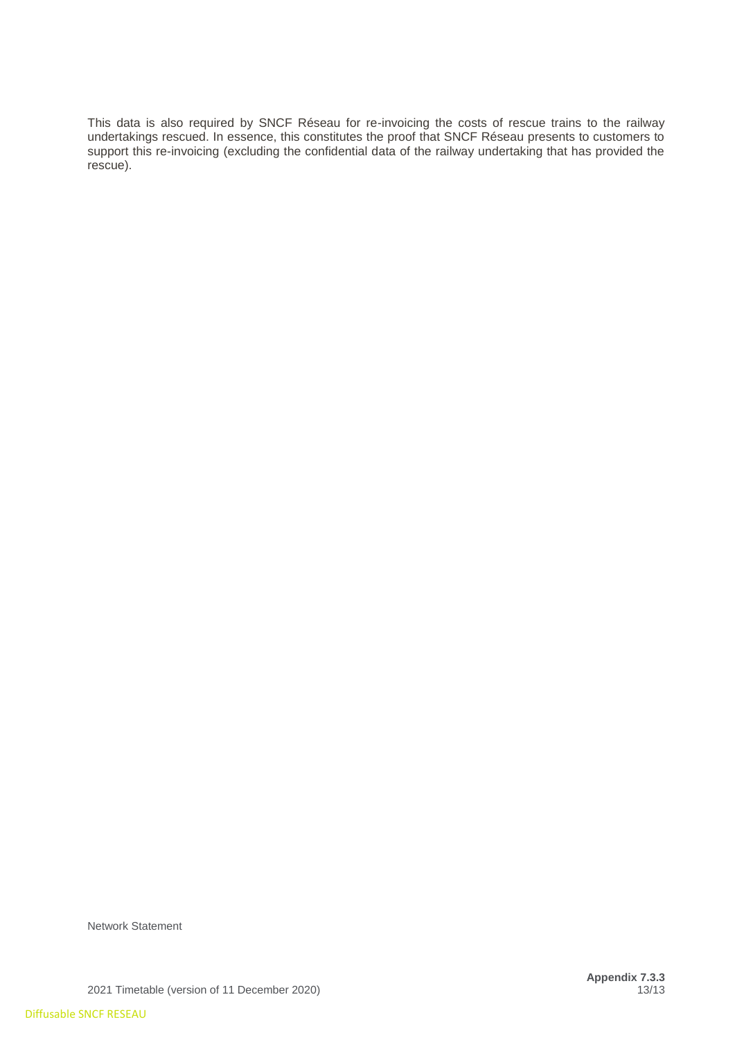This data is also required by SNCF Réseau for re-invoicing the costs of rescue trains to the railway undertakings rescued. In essence, this constitutes the proof that SNCF Réseau presents to customers to support this re-invoicing (excluding the confidential data of the railway undertaking that has provided the rescue).